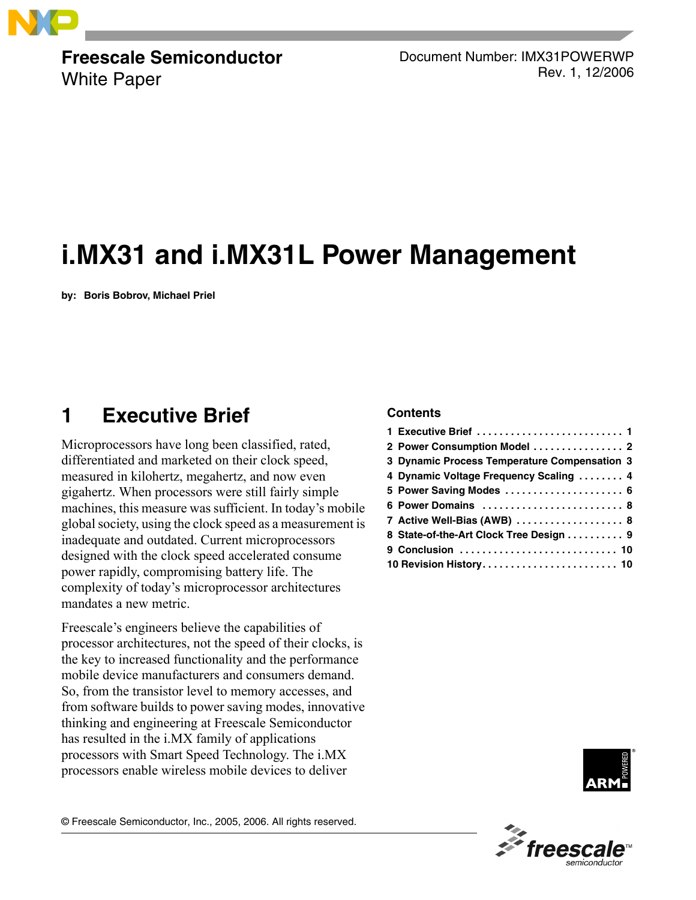Freescale Semiconductor
White Paper

Document Number: IMX31POWERWP
Rev. 1, 12/2006

# i.MX31 and i.MX31L Power Management

**by: Boris Bobrov, Michael Priel**

**Contents**

1 Executive Brief . . . . . . . . . . . . . . . . . . . . . . . . . . 1
2 Power Consumption Model . . . . . . . . . . . . . . . . 2
3 Dynamic Process Temperature Compensation 3
4 Dynamic Voltage Frequency Scaling . . . . . . . . 4
5 Power Saving Modes . . . . . . . . . . . . . . . . . . . . . 6
6 Power Domains . . . . . . . . . . . . . . . . . . . . . . . . . 8
7 Active Well-Bias (AWB) . . . . . . . . . . . . . . . . . . . 8
8 State-of-the-Art Clock Tree Design . . . . . . . . . . 9
9 Conclusion . . . . . . . . . . . . . . . . . . . . . . . . . . . . 10
10 Revision History. . . . . . . . . . . . . . . . . . . . . . . . 10

## 1 Executive Brief

Microprocessors have long been classified, rated, differentiated and marketed on their clock speed, measured in kilohertz, megahertz, and now even gigahertz. When processors were still fairly simple machines, this measure was sufficient. In today's mobile global society, using the clock speed as a measurement is inadequate and outdated. Current microprocessors designed with the clock speed accelerated consume power rapidly, compromising battery life. The complexity of today's microprocessor architectures mandates a new metric.

Freescale's engineers believe the capabilities of processor architectures, not the speed of their clocks, is the key to increased functionality and the performance mobile device manufacturers and consumers demand. So, from the transistor level to memory accesses, and from software builds to power saving modes, innovative thinking and engineering at Freescale Semiconductor has resulted in the i.MX family of applications processors with Smart Speed Technology. The i.MX processors enable wireless mobile devices to deliver

© Freescale Semiconductor, Inc., 2005, 2006. All rights reserved.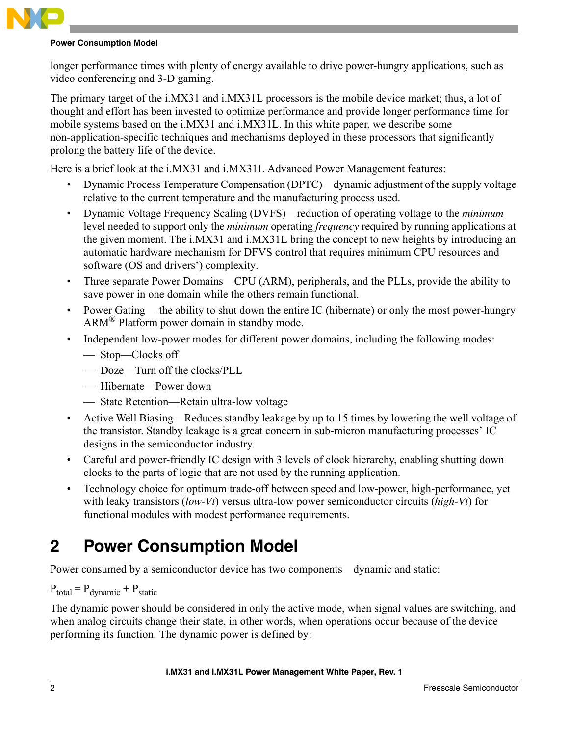longer performance times with plenty of energy available to drive power-hungry applications, such as video conferencing and 3-D gaming.

The primary target of the i.MX31 and i.MX31L processors is the mobile device market; thus, a lot of thought and effort has been invested to optimize performance and provide longer performance time for mobile systems based on the i.MX31 and i.MX31L. In this white paper, we describe some non-application-specific techniques and mechanisms deployed in these processors that significantly prolong the battery life of the device.

Here is a brief look at the i.MX31 and i.MX31L Advanced Power Management features:

- Dynamic Process Temperature Compensation (DPTC)—dynamic adjustment of the supply voltage relative to the current temperature and the manufacturing process used.
- Dynamic Voltage Frequency Scaling (DVFS)—reduction of operating voltage to the *minimum* level needed to support only the *minimum* operating *frequency* required by running applications at the given moment. The i.MX31 and i.MX31L bring the concept to new heights by introducing an automatic hardware mechanism for DFVS control that requires minimum CPU resources and software (OS and drivers') complexity.
- Three separate Power Domains—CPU (ARM), peripherals, and the PLLs, provide the ability to save power in one domain while the others remain functional.
- Power Gating— the ability to shut down the entire IC (hibernate) or only the most power-hungry ARM® Platform power domain in standby mode.
- Independent low-power modes for different power domains, including the following modes:
  - Stop—Clocks off
  - Doze—Turn off the clocks/PLL
  - Hibernate—Power down
  - State Retention—Retain ultra-low voltage
- Active Well Biasing—Reduces standby leakage by up to 15 times by lowering the well voltage of the transistor. Standby leakage is a great concern in sub-micron manufacturing processes' IC designs in the semiconductor industry.
- Careful and power-friendly IC design with 3 levels of clock hierarchy, enabling shutting down clocks to the parts of logic that are not used by the running application.
- Technology choice for optimum trade-off between speed and low-power, high-performance, yet with leaky transistors (*low-Vt*) versus ultra-low power semiconductor circuits (*high-Vt*) for functional modules with modest performance requirements.

# 2 Power Consumption Model

Power consumed by a semiconductor device has two components—dynamic and static:

$P_{total} = P_{dynamic} + P_{static}$

The dynamic power should be considered in only the active mode, when signal values are switching, and when analog circuits change their state, in other words, when operations occur because of the device performing its function. The dynamic power is defined by: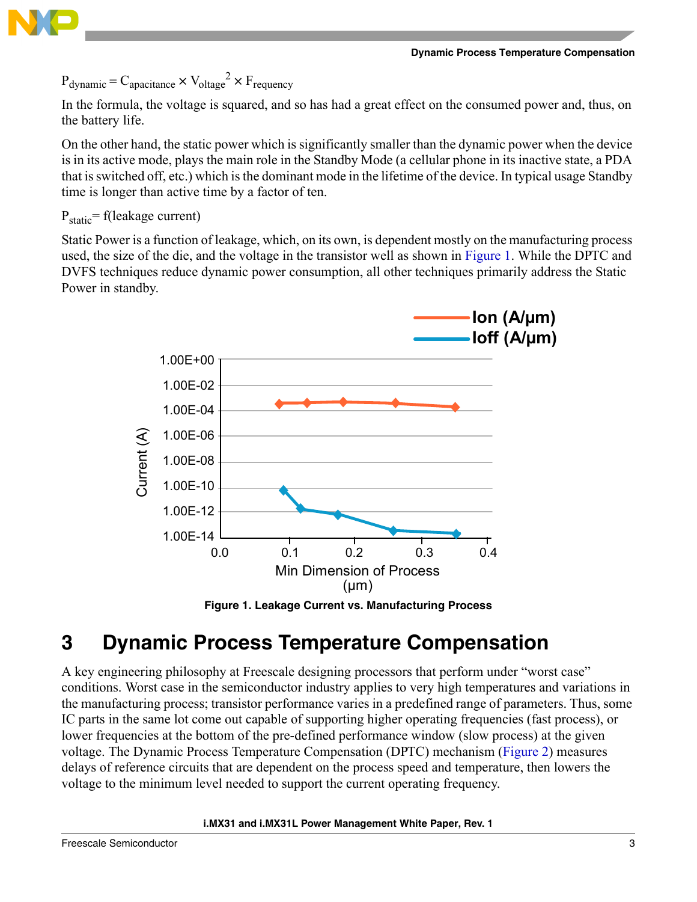$$P_{dynamic} = C_{apacitance} \times V_{oltage}^2 \times F_{requency}$$

In the formula, the voltage is squared, and so has had a great effect on the consumed power and, thus, on the battery life.

On the other hand, the static power which is significantly smaller than the dynamic power when the device is in its active mode, plays the main role in the Standby Mode (a cellular phone in its inactive state, a PDA that is switched off, etc.) which is the dominant mode in the lifetime of the device. In typical usage Standby time is longer than active time by a factor of ten.

$$P_{static} = f(\text{leakage current})$$

Static Power is a function of leakage, which, on its own, is dependent mostly on the manufacturing process used, the size of the die, and the voltage in the transistor well as shown in Figure 1. While the DPTC and DVFS techniques reduce dynamic power consumption, all other techniques primarily address the Static Power in standby.

**Figure 1. Leakage Current vs. Manufacturing Process**

# 3 Dynamic Process Temperature Compensation

A key engineering philosophy at Freescale designing processors that perform under "worst case" conditions. Worst case in the semiconductor industry applies to very high temperatures and variations in the manufacturing process; transistor performance varies in a predefined range of parameters. Thus, some IC parts in the same lot come out capable of supporting higher operating frequencies (fast process), or lower frequencies at the bottom of the pre-defined performance window (slow process) at the given voltage. The Dynamic Process Temperature Compensation (DPTC) mechanism (Figure 2) measures delays of reference circuits that are dependent on the process speed and temperature, then lowers the voltage to the minimum level needed to support the current operating frequency.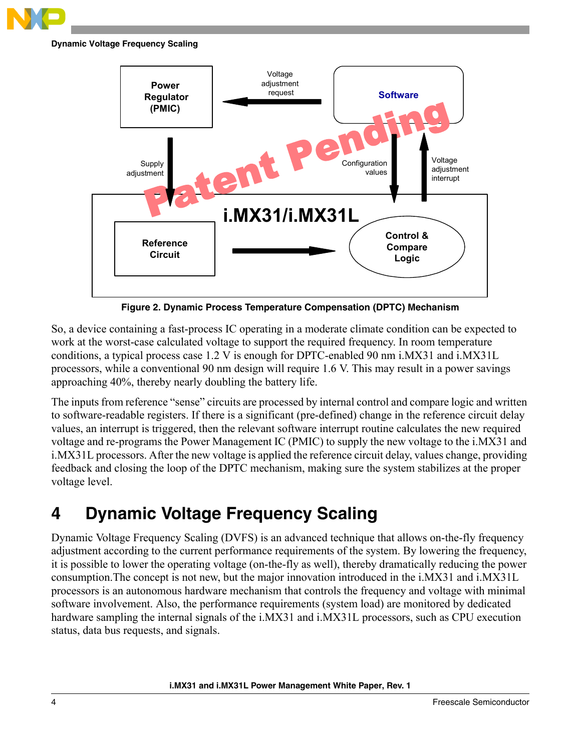Figure 2. Dynamic Process Temperature Compensation (DPTC) Mechanism

So, a device containing a fast-process IC operating in a moderate climate condition can be expected to work at the worst-case calculated voltage to support the required frequency. In room temperature conditions, a typical process case 1.2 V is enough for DPTC-enabled 90 nm i.MX31 and i.MX31L processors, while a conventional 90 nm design will require 1.6 V. This may result in a power savings approaching 40%, thereby nearly doubling the battery life.

The inputs from reference “sense” circuits are processed by internal control and compare logic and written to software-readable registers. If there is a significant (pre-defined) change in the reference circuit delay values, an interrupt is triggered, then the relevant software interrupt routine calculates the new required voltage and re-programs the Power Management IC (PMIC) to supply the new voltage to the i.MX31 and i.MX31L processors. After the new voltage is applied the reference circuit delay, values change, providing feedback and closing the loop of the DPTC mechanism, making sure the system stabilizes at the proper voltage level.

# 4 Dynamic Voltage Frequency Scaling

Dynamic Voltage Frequency Scaling (DVFS) is an advanced technique that allows on-the-fly frequency adjustment according to the current performance requirements of the system. By lowering the frequency, it is possible to lower the operating voltage (on-the-fly as well), thereby dramatically reducing the power consumption.The concept is not new, but the major innovation introduced in the i.MX31 and i.MX31L processors is an autonomous hardware mechanism that controls the frequency and voltage with minimal software involvement. Also, the performance requirements (system load) are monitored by dedicated hardware sampling the internal signals of the i.MX31 and i.MX31L processors, such as CPU execution status, data bus requests, and signals.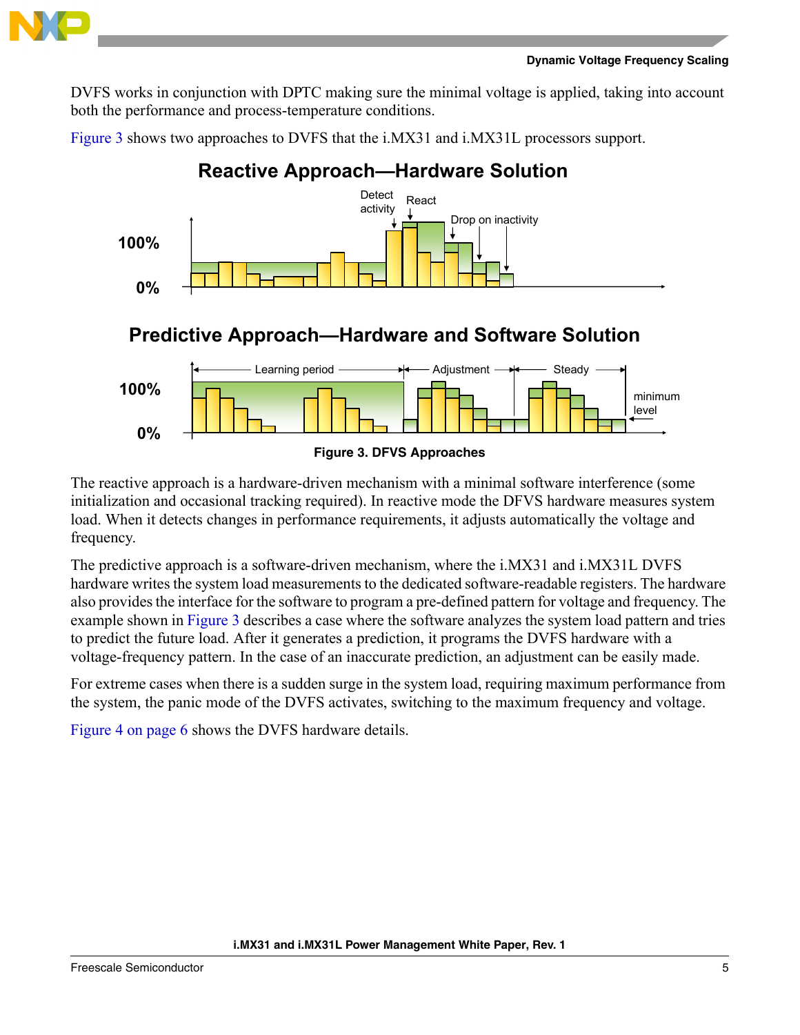DVFS works in conjunction with DPTC making sure the minimal voltage is applied, taking into account both the performance and process-temperature conditions.

Figure 3 shows two approaches to DVFS that the i.MX31 and i.MX31L processors support.

**Reactive Approach—Hardware Solution**

**Predictive Approach—Hardware and Software Solution**

**Figure 3. DFVS Approaches**

The reactive approach is a hardware-driven mechanism with a minimal software interference (some initialization and occasional tracking required). In reactive mode the DFVS hardware measures system load. When it detects changes in performance requirements, it adjusts automatically the voltage and frequency.

The predictive approach is a software-driven mechanism, where the i.MX31 and i.MX31L DVFS hardware writes the system load measurements to the dedicated software-readable registers. The hardware also provides the interface for the software to program a pre-defined pattern for voltage and frequency. The example shown in Figure 3 describes a case where the software analyzes the system load pattern and tries to predict the future load. After it generates a prediction, it programs the DVFS hardware with a voltage-frequency pattern. In the case of an inaccurate prediction, an adjustment can be easily made.

For extreme cases when there is a sudden surge in the system load, requiring maximum performance from the system, the panic mode of the DVFS activates, switching to the maximum frequency and voltage.

Figure 4 on page 6 shows the DVFS hardware details.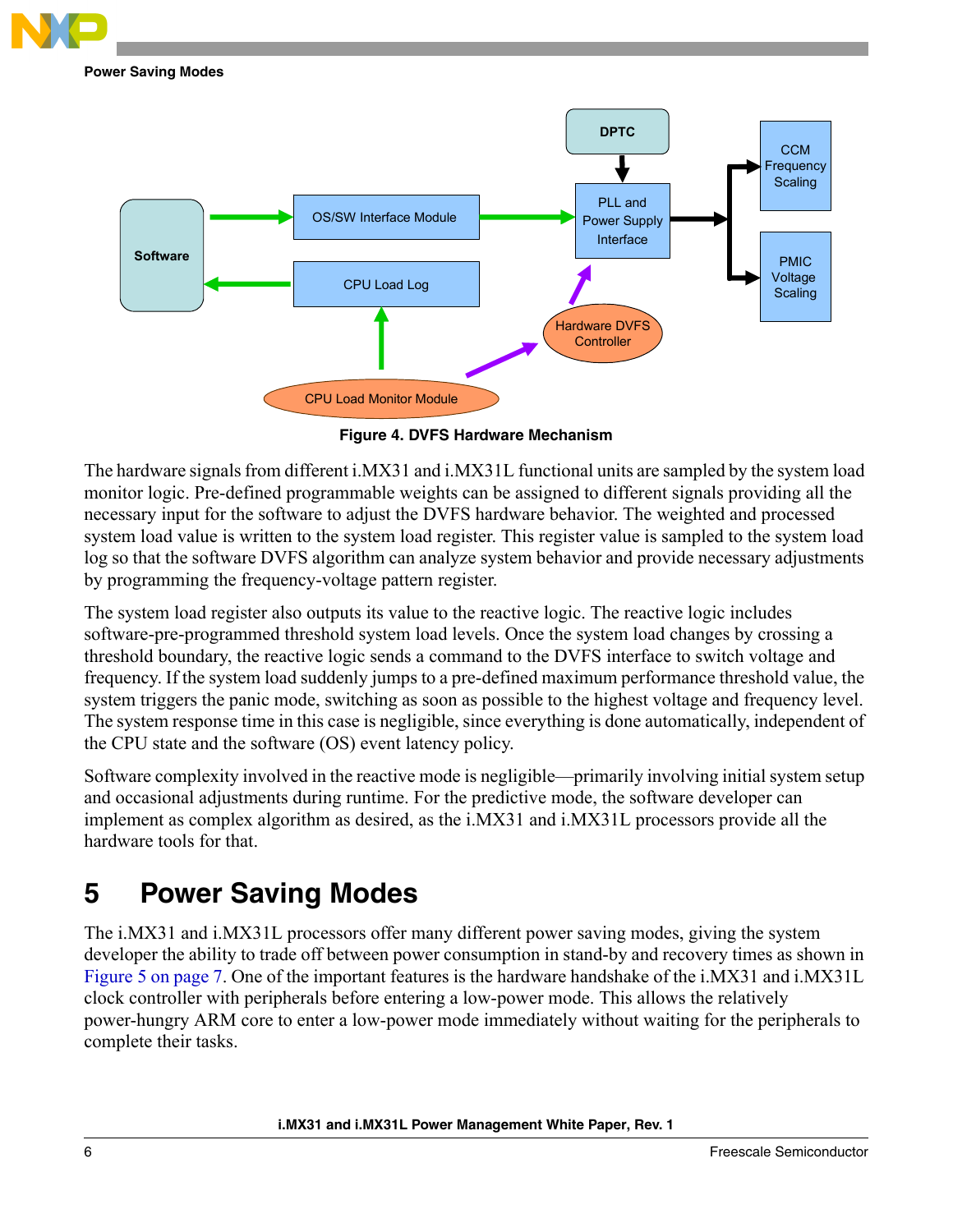Figure 4. DVFS Hardware Mechanism

The hardware signals from different i.MX31 and i.MX31L functional units are sampled by the system load monitor logic. Pre-defined programmable weights can be assigned to different signals providing all the necessary input for the software to adjust the DVFS hardware behavior. The weighted and processed system load value is written to the system load register. This register value is sampled to the system load log so that the software DVFS algorithm can analyze system behavior and provide necessary adjustments by programming the frequency-voltage pattern register.

The system load register also outputs its value to the reactive logic. The reactive logic includes software-pre-programmed threshold system load levels. Once the system load changes by crossing a threshold boundary, the reactive logic sends a command to the DVFS interface to switch voltage and frequency. If the system load suddenly jumps to a pre-defined maximum performance threshold value, the system triggers the panic mode, switching as soon as possible to the highest voltage and frequency level. The system response time in this case is negligible, since everything is done automatically, independent of the CPU state and the software (OS) event latency policy.

Software complexity involved in the reactive mode is negligible—primarily involving initial system setup and occasional adjustments during runtime. For the predictive mode, the software developer can implement as complex algorithm as desired, as the i.MX31 and i.MX31L processors provide all the hardware tools for that.

# 5 Power Saving Modes

The i.MX31 and i.MX31L processors offer many different power saving modes, giving the system developer the ability to trade off between power consumption in stand-by and recovery times as shown in Figure 5 on page 7. One of the important features is the hardware handshake of the i.MX31 and i.MX31L clock controller with peripherals before entering a low-power mode. This allows the relatively power-hungry ARM core to enter a low-power mode immediately without waiting for the peripherals to complete their tasks.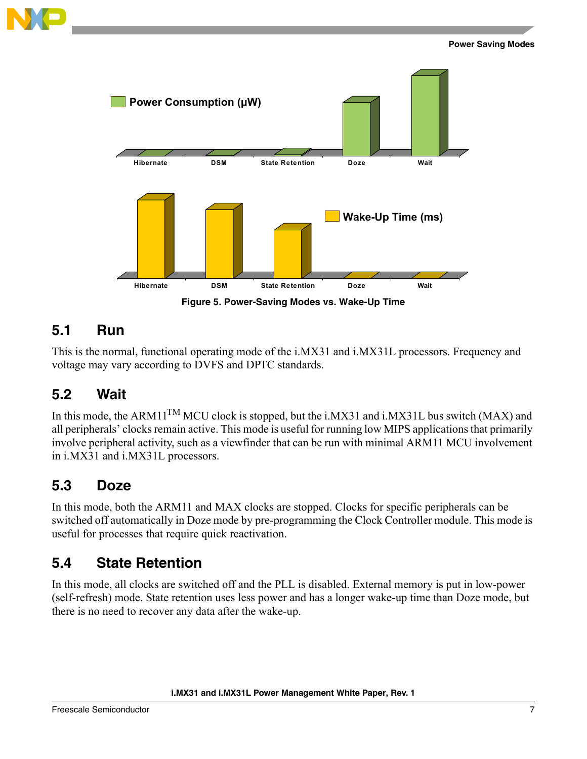Power Consumption (µW)

Hibernate DSM State Retention Doze Wait

Wake-Up Time (ms)

Hibernate DSM State Retention Doze Wait

**Figure 5. Power-Saving Modes vs. Wake-Up Time**

## 5.1 Run

This is the normal, functional operating mode of the i.MX31 and i.MX31L processors. Frequency and voltage may vary according to DVFS and DPTC standards.

## 5.2 Wait

In this mode, the ARM11™ MCU clock is stopped, but the i.MX31 and i.MX31L bus switch (MAX) and all peripherals' clocks remain active. This mode is useful for running low MIPS applications that primarily involve peripheral activity, such as a viewfinder that can be run with minimal ARM11 MCU involvement in i.MX31 and i.MX31L processors.

## 5.3 Doze

In this mode, both the ARM11 and MAX clocks are stopped. Clocks for specific peripherals can be switched off automatically in Doze mode by pre-programming the Clock Controller module. This mode is useful for processes that require quick reactivation.

## 5.4 State Retention

In this mode, all clocks are switched off and the PLL is disabled. External memory is put in low-power (self-refresh) mode. State retention uses less power and has a longer wake-up time than Doze mode, but there is no need to recover any data after the wake-up.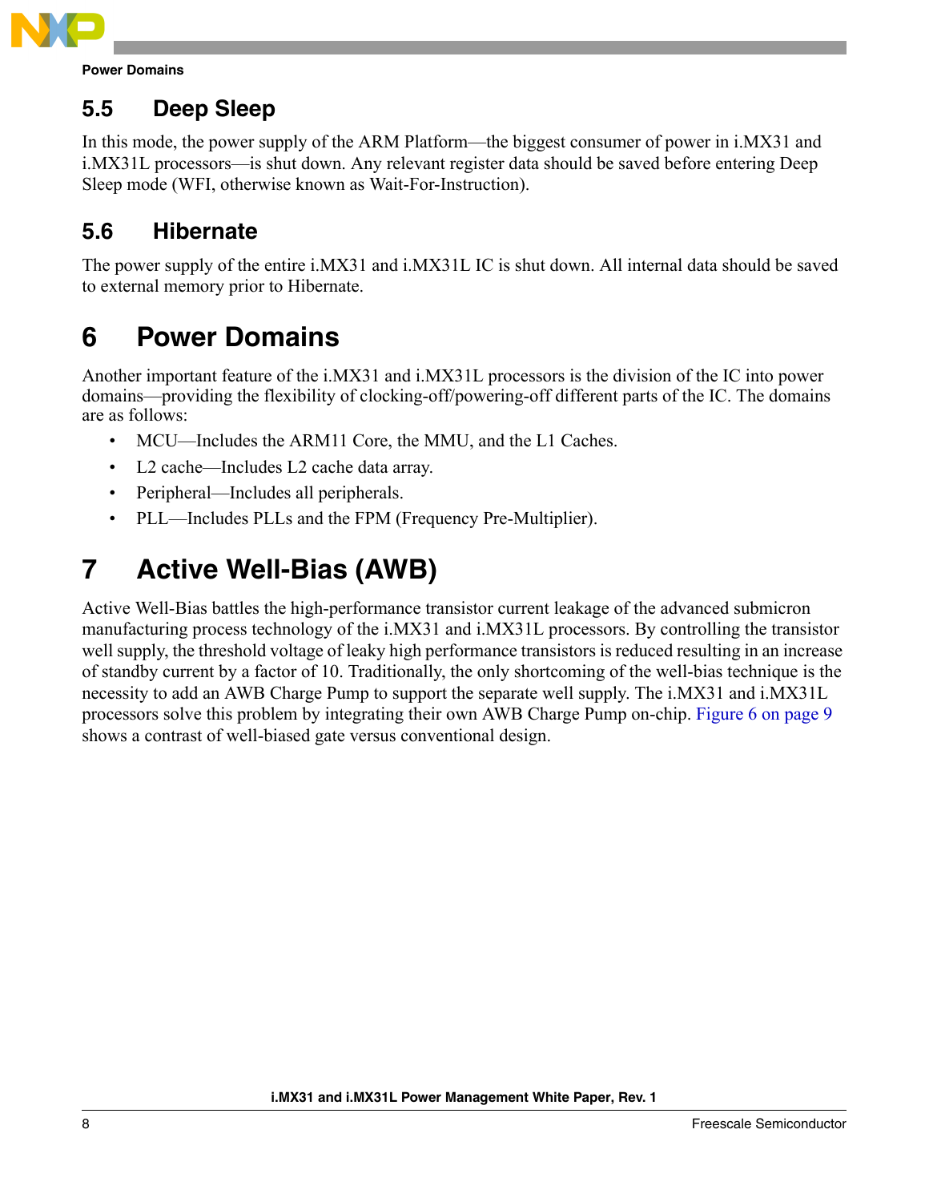## 5.5 Deep Sleep

In this mode, the power supply of the ARM Platform—the biggest consumer of power in i.MX31 and i.MX31L processors—is shut down. Any relevant register data should be saved before entering Deep Sleep mode (WFI, otherwise known as Wait-For-Instruction).

## 5.6 Hibernate

The power supply of the entire i.MX31 and i.MX31L IC is shut down. All internal data should be saved to external memory prior to Hibernate.

# 6 Power Domains

Another important feature of the i.MX31 and i.MX31L processors is the division of the IC into power domains—providing the flexibility of clocking-off/powering-off different parts of the IC. The domains are as follows:

- MCU—Includes the ARM11 Core, the MMU, and the L1 Caches.
- L2 cache—Includes L2 cache data array.
- Peripheral—Includes all peripherals.
- PLL—Includes PLLs and the FPM (Frequency Pre-Multiplier).

# 7 Active Well-Bias (AWB)

Active Well-Bias battles the high-performance transistor current leakage of the advanced submicron manufacturing process technology of the i.MX31 and i.MX31L processors. By controlling the transistor well supply, the threshold voltage of leaky high performance transistors is reduced resulting in an increase of standby current by a factor of 10. Traditionally, the only shortcoming of the well-bias technique is the necessity to add an AWB Charge Pump to support the separate well supply. The i.MX31 and i.MX31L processors solve this problem by integrating their own AWB Charge Pump on-chip. Figure 6 on page 9 shows a contrast of well-biased gate versus conventional design.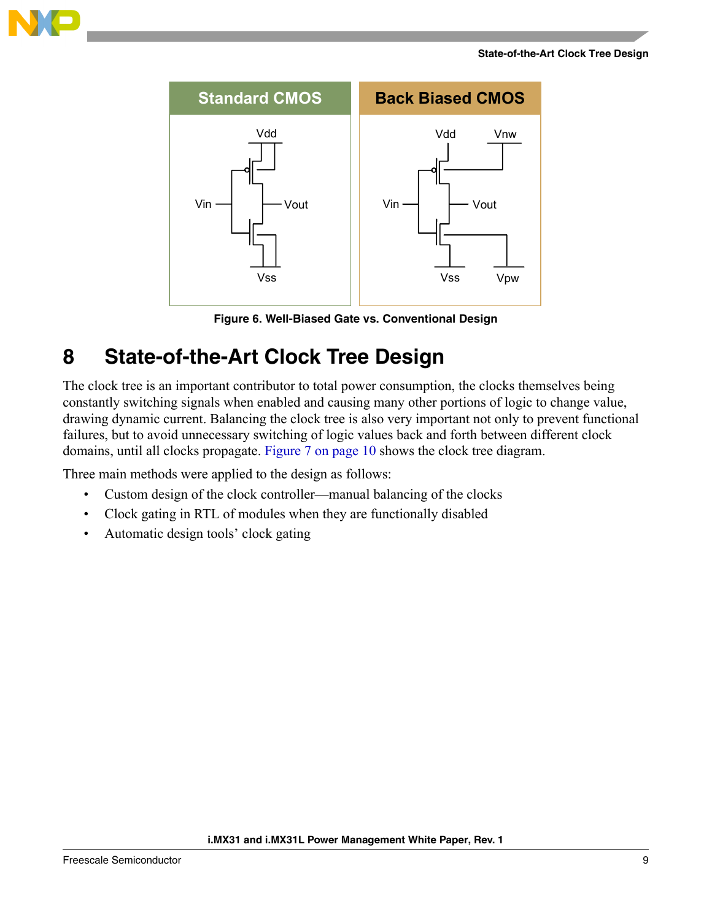Figure 6. Well-Biased Gate vs. Conventional Design

## 8 State-of-the-Art Clock Tree Design

The clock tree is an important contributor to total power consumption, the clocks themselves being constantly switching signals when enabled and causing many other portions of logic to change value, drawing dynamic current. Balancing the clock tree is also very important not only to prevent functional failures, but to avoid unnecessary switching of logic values back and forth between different clock domains, until all clocks propagate. Figure 7 on page 10 shows the clock tree diagram.

Three main methods were applied to the design as follows:

- Custom design of the clock controller—manual balancing of the clocks
- Clock gating in RTL of modules when they are functionally disabled
- Automatic design tools' clock gating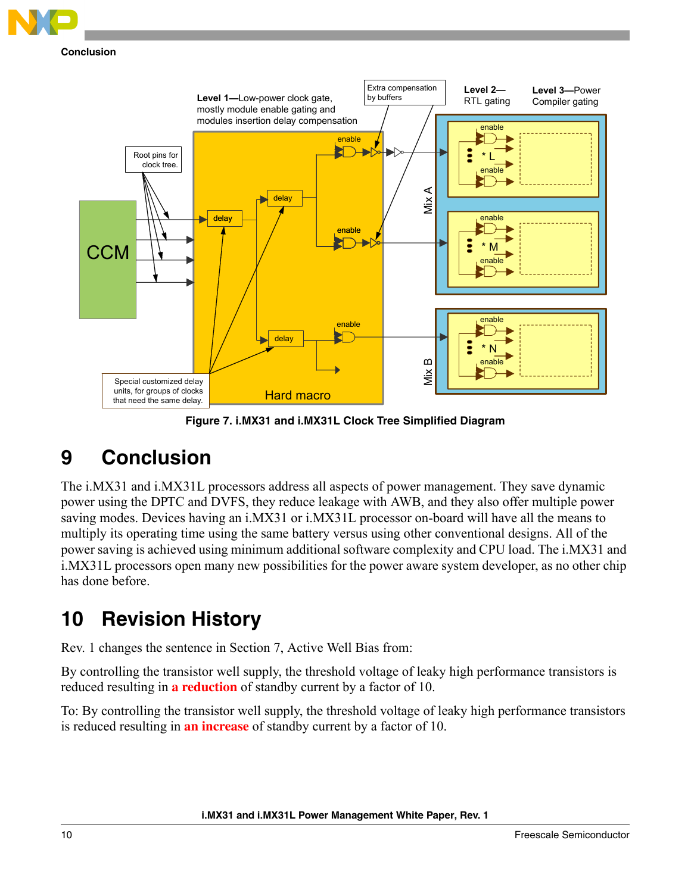Figure 7. i.MX31 and i.MX31L Clock Tree Simplified Diagram

# 9 Conclusion

The i.MX31 and i.MX31L processors address all aspects of power management. They save dynamic power using the DPTC and DVFS, they reduce leakage with AWB, and they also offer multiple power saving modes. Devices having an i.MX31 or i.MX31L processor on-board will have all the means to multiply its operating time using the same battery versus using other conventional designs. All of the power saving is achieved using minimum additional software complexity and CPU load. The i.MX31 and i.MX31L processors open many new possibilities for the power aware system developer, as no other chip has done before.

# 10 Revision History

Rev. 1 changes the sentence in Section 7, Active Well Bias from:

By controlling the transistor well supply, the threshold voltage of leaky high performance transistors is reduced resulting in **a reduction** of standby current by a factor of 10.

To: By controlling the transistor well supply, the threshold voltage of leaky high performance transistors is reduced resulting in **an increase** of standby current by a factor of 10.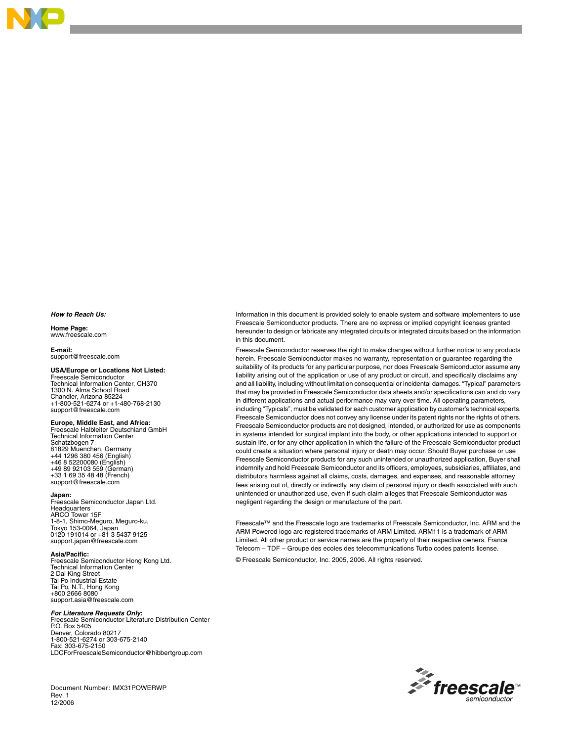***How to Reach Us:***

**Home Page:**
www.freescale.com

**E-mail:**
support@freescale.com

**USA/Europe or Locations Not Listed:**
Freescale Semiconductor
Technical Information Center, CH370
1300 N. Alma School Road
Chandler, Arizona 85224
+1-800-521-6274 or +1-480-768-2130
support@freescale.com

**Europe, Middle East, and Africa:**
Freescale Halbleiter Deutschland GmbH
Technical Information Center
Schatzbogen 7
81829 Muenchen, Germany
+44 1296 380 456 (English)
+46 8 52200080 (English)
+49 89 92103 559 (German)
+33 1 69 35 48 48 (French)
support@freescale.com

**Japan:**
Freescale Semiconductor Japan Ltd.
Headquarters
ARCO Tower 15F
1-8-1, Shimo-Meguro, Meguro-ku,
Tokyo 153-0064, Japan
0120 191014 or +81 3 5437 9125
support.japan@freescale.com

**Asia/Pacific:**
Freescale Semiconductor Hong Kong Ltd.
Technical Information Center
2 Dai King Street
Tai Po Industrial Estate
Tai Po, N.T., Hong Kong
+800 2666 8080
support.asia@freescale.com

***For Literature Requests Only*:**
Freescale Semiconductor Literature Distribution Center
P.O. Box 5405
Denver, Colorado 80217
1-800-521-6274 or 303-675-2140
Fax: 303-675-2150
LDCForFreescaleSemiconductor@hibbertgroup.com

Information in this document is provided solely to enable system and software implementers to use Freescale Semiconductor products. There are no express or implied copyright licenses granted hereunder to design or fabricate any integrated circuits or integrated circuits based on the information in this document.

Freescale Semiconductor reserves the right to make changes without further notice to any products herein. Freescale Semiconductor makes no warranty, representation or guarantee regarding the suitability of its products for any particular purpose, nor does Freescale Semiconductor assume any liability arising out of the application or use of any product or circuit, and specifically disclaims any and all liability, including without limitation consequential or incidental damages. "Typical" parameters that may be provided in Freescale Semiconductor data sheets and/or specifications can and do vary in different applications and actual performance may vary over time. All operating parameters, including "Typicals", must be validated for each customer application by customer's technical experts. Freescale Semiconductor does not convey any license under its patent rights nor the rights of others. Freescale Semiconductor products are not designed, intended, or authorized for use as components in systems intended for surgical implant into the body, or other applications intended to support or sustain life, or for any other application in which the failure of the Freescale Semiconductor product could create a situation where personal injury or death may occur. Should Buyer purchase or use Freescale Semiconductor products for any such unintended or unauthorized application, Buyer shall indemnify and hold Freescale Semiconductor and its officers, employees, subsidiaries, affiliates, and distributors harmless against all claims, costs, damages, and expenses, and reasonable attorney fees arising out of, directly or indirectly, any claim of personal injury or death associated with such unintended or unauthorized use, even if such claim alleges that Freescale Semiconductor was negligent regarding the design or manufacture of the part.

Freescale™ and the Freescale logo are trademarks of Freescale Semiconductor, Inc. ARM and the ARM Powered logo are registered trademarks of ARM Limited. ARM11 is a trademark of ARM Limited. All other product or service names are the property of their respective owners. France Telecom – TDF – Groupe des ecoles des telecommunications Turbo codes patents license.

© Freescale Semiconductor, Inc. 2005, 2006. All rights reserved.

Document Number: IMX31POWERWP
Rev. 1
12/2006